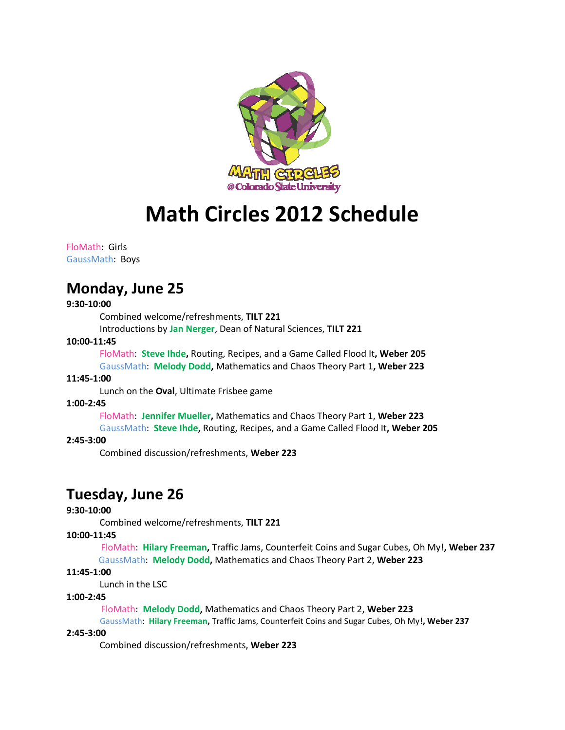# Math Circles 2012 Schedule

FloMath: Girls
GaussMath: Boys

## Monday, June 25

**9:30-10:00**

Combined welcome/refreshments, **TILT 221**
Introductions by **Jan Nerger**, Dean of Natural Sciences, **TILT 221**

**10:00-11:45**

FloMath: **Steve Ihde,** Routing, Recipes, and a Game Called Flood It**, Weber 205**
GaussMath: **Melody Dodd,** Mathematics and Chaos Theory Part 1**, Weber 223**

**11:45-1:00**

Lunch on the **Oval**, Ultimate Frisbee game

**1:00-2:45**

FloMath: **Jennifer Mueller,** Mathematics and Chaos Theory Part 1, **Weber 223**
GaussMath: **Steve Ihde,** Routing, Recipes, and a Game Called Flood It**, Weber 205**

**2:45-3:00**

Combined discussion/refreshments, **Weber 223**

## Tuesday, June 26

**9:30-10:00**

Combined welcome/refreshments, **TILT 221**

**10:00-11:45**

FloMath: **Hilary Freeman,** Traffic Jams, Counterfeit Coins and Sugar Cubes, Oh My!**, Weber 237**
GaussMath: **Melody Dodd,** Mathematics and Chaos Theory Part 2, **Weber 223**

**11:45-1:00**

Lunch in the LSC

**1:00-2:45**

FloMath: **Melody Dodd,** Mathematics and Chaos Theory Part 2, **Weber 223**
GaussMath: **Hilary Freeman,** Traffic Jams, Counterfeit Coins and Sugar Cubes, Oh My!**, Weber 237**

**2:45-3:00**

Combined discussion/refreshments, **Weber 223**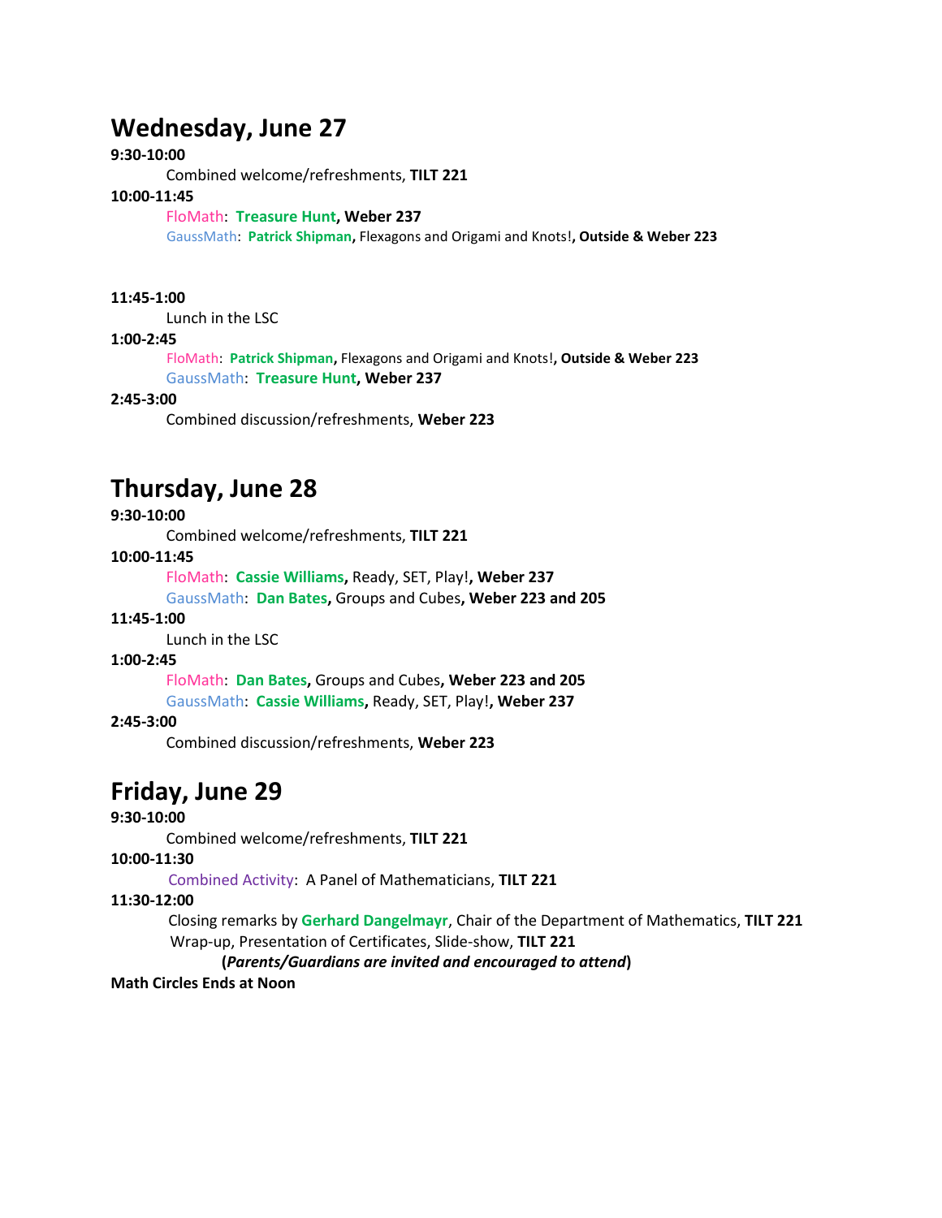## Wednesday, June 27

**9:30-10:00**

Combined welcome/refreshments, **TILT 221**

**10:00-11:45**

FloMath: **Treasure Hunt, Weber 237**

GaussMath: **Patrick Shipman,** Flexagons and Origami and Knots!**, Outside & Weber 223**

**11:45-1:00**

Lunch in the LSC

**1:00-2:45**

FloMath: **Patrick Shipman,** Flexagons and Origami and Knots!**, Outside & Weber 223**

GaussMath: **Treasure Hunt, Weber 237**

**2:45-3:00**

Combined discussion/refreshments, **Weber 223**

## Thursday, June 28

**9:30-10:00**

Combined welcome/refreshments, **TILT 221**

**10:00-11:45**

FloMath: **Cassie Williams,** Ready, SET, Play!**, Weber 237**

GaussMath: **Dan Bates,** Groups and Cubes**, Weber 223 and 205**

**11:45-1:00**

Lunch in the LSC

**1:00-2:45**

FloMath: **Dan Bates,** Groups and Cubes**, Weber 223 and 205**

GaussMath: **Cassie Williams,** Ready, SET, Play!**, Weber 237**

**2:45-3:00**

Combined discussion/refreshments, **Weber 223**

## Friday, June 29

**9:30-10:00**

Combined welcome/refreshments, **TILT 221**

**10:00-11:30**

Combined Activity: A Panel of Mathematicians, **TILT 221**

**11:30-12:00**

Closing remarks by **Gerhard Dangelmayr**, Chair of the Department of Mathematics, **TILT 221**

Wrap-up, Presentation of Certificates, Slide-show, **TILT 221**

**(*Parents/Guardians are invited and encouraged to attend*)**

**Math Circles Ends at Noon**